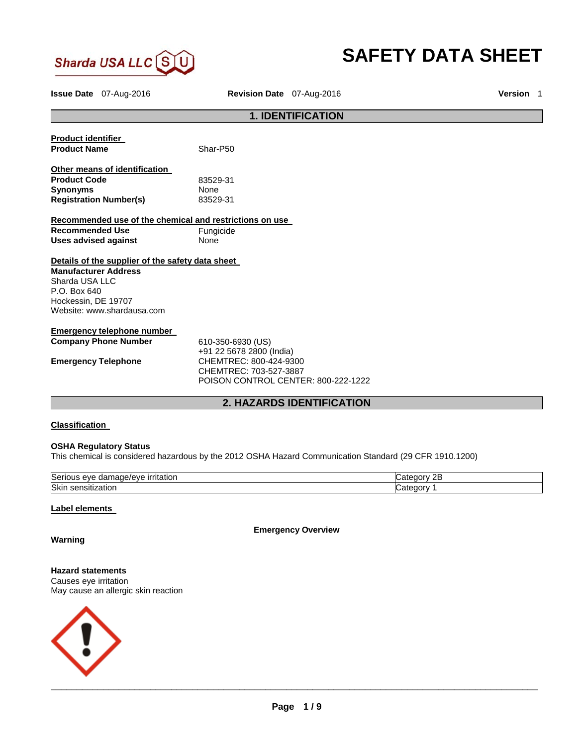Sharda USA LLC

# SAFETY DATA SHEET

**Issue Date** 07-Aug-2016 **Revision Date** 07-Aug-2016 **Version** 1

## 1. IDENTIFICATION

**Product identifier**

**Product Name** Shar-P50

**Other means of identification**

**Product Code** 83529-31
**Synonyms** None
**Registration Number(s)** 83529-31

**Recommended use of the chemical and restrictions on use**

**Recommended Use** Fungicide
**Uses advised against** None

**Details of the supplier of the safety data sheet**

**Manufacturer Address**
Sharda USA LLC
P.O. Box 640
Hockessin, DE 19707
Website: www.shardausa.com

**Emergency telephone number**

**Company Phone Number** 610-350-6930 (US)
+91 22 5678 2800 (India)

**Emergency Telephone** CHEMTREC: 800-424-9300
CHEMTREC: 703-527-3887
POISON CONTROL CENTER: 800-222-1222

## 2. HAZARDS IDENTIFICATION

**Classification**

**OSHA Regulatory Status**
This chemical is considered hazardous by the 2012 OSHA Hazard Communication Standard (29 CFR 1910.1200)

| Hazard | Category |
|---|---|
| Serious eye damage/eye irritation | Category 2B |
| Skin sensitization | Category 1 |

**Label elements**

**Emergency Overview**

**Warning**

**Hazard statements**
Causes eye irritation
May cause an allergic skin reaction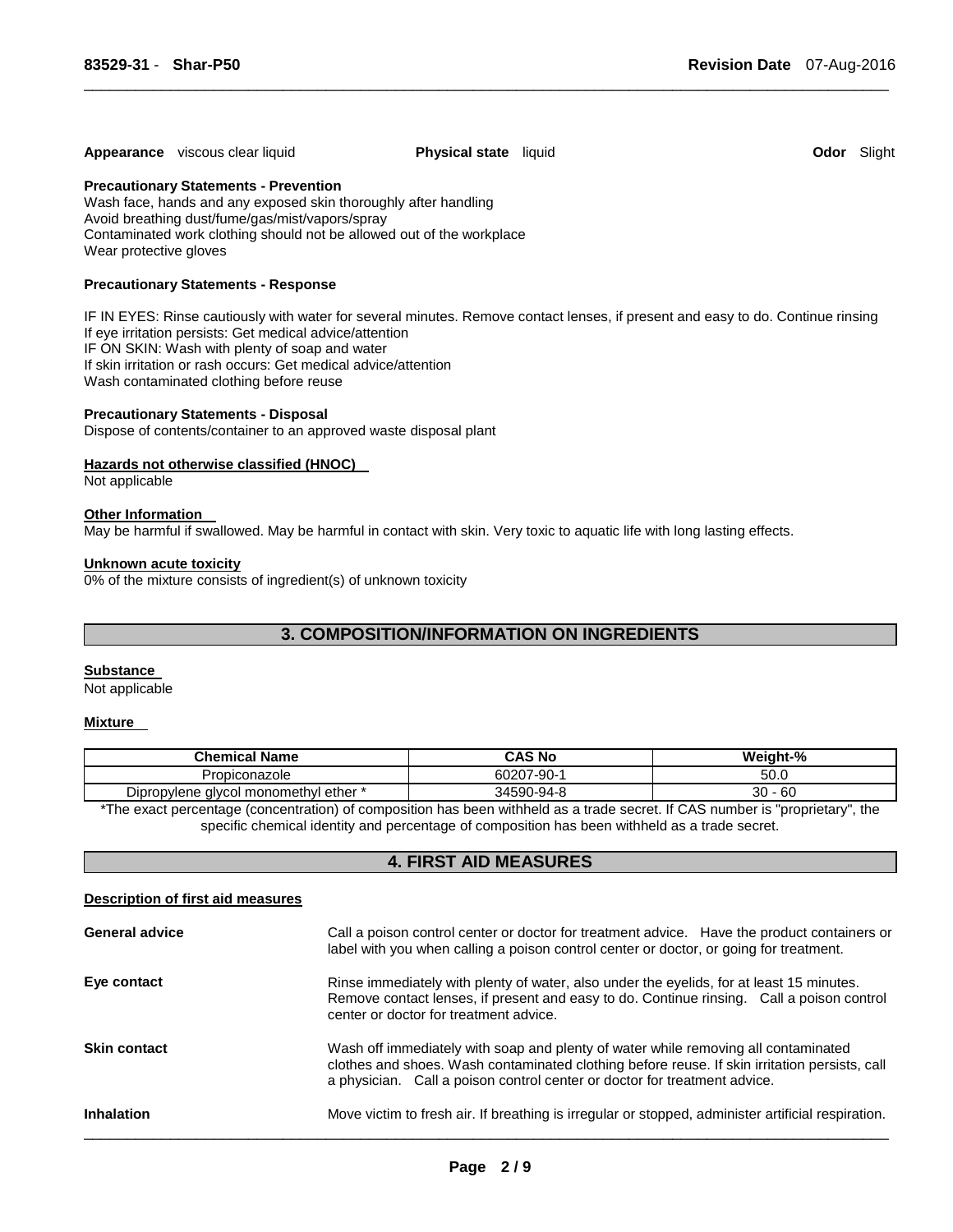**Appearance** viscous clear liquid **Physical state** liquid **Odor** Slight

**Precautionary Statements - Prevention**

Wash face, hands and any exposed skin thoroughly after handling
Avoid breathing dust/fume/gas/mist/vapors/spray
Contaminated work clothing should not be allowed out of the workplace
Wear protective gloves

**Precautionary Statements - Response**

IF IN EYES: Rinse cautiously with water for several minutes. Remove contact lenses, if present and easy to do. Continue rinsing
If eye irritation persists: Get medical advice/attention
IF ON SKIN: Wash with plenty of soap and water
If skin irritation or rash occurs: Get medical advice/attention
Wash contaminated clothing before reuse

**Precautionary Statements - Disposal**

Dispose of contents/container to an approved waste disposal plant

**Hazards not otherwise classified (HNOC)**

Not applicable

**Other Information**

May be harmful if swallowed. May be harmful in contact with skin. Very toxic to aquatic life with long lasting effects.

**Unknown acute toxicity**

0% of the mixture consists of ingredient(s) of unknown toxicity

## 3. COMPOSITION/INFORMATION ON INGREDIENTS

**Substance**

Not applicable

**Mixture**

| Chemical Name | CAS No | Weight-% |
|---|---|---|
| Propiconazole | 60207-90-1 | 50.0 |
| Dipropylene glycol monomethyl ether * | 34590-94-8 | 30 - 60 |

*The exact percentage (concentration) of composition has been withheld as a trade secret. If CAS number is "proprietary", the specific chemical identity and percentage of composition has been withheld as a trade secret.

## 4. FIRST AID MEASURES

**Description of first aid measures**

**General advice** Call a poison control center or doctor for treatment advice. Have the product containers or label with you when calling a poison control center or doctor, or going for treatment.

**Eye contact** Rinse immediately with plenty of water, also under the eyelids, for at least 15 minutes. Remove contact lenses, if present and easy to do. Continue rinsing. Call a poison control center or doctor for treatment advice.

**Skin contact** Wash off immediately with soap and plenty of water while removing all contaminated clothes and shoes. Wash contaminated clothing before reuse. If skin irritation persists, call a physician. Call a poison control center or doctor for treatment advice.

**Inhalation** Move victim to fresh air. If breathing is irregular or stopped, administer artificial respiration.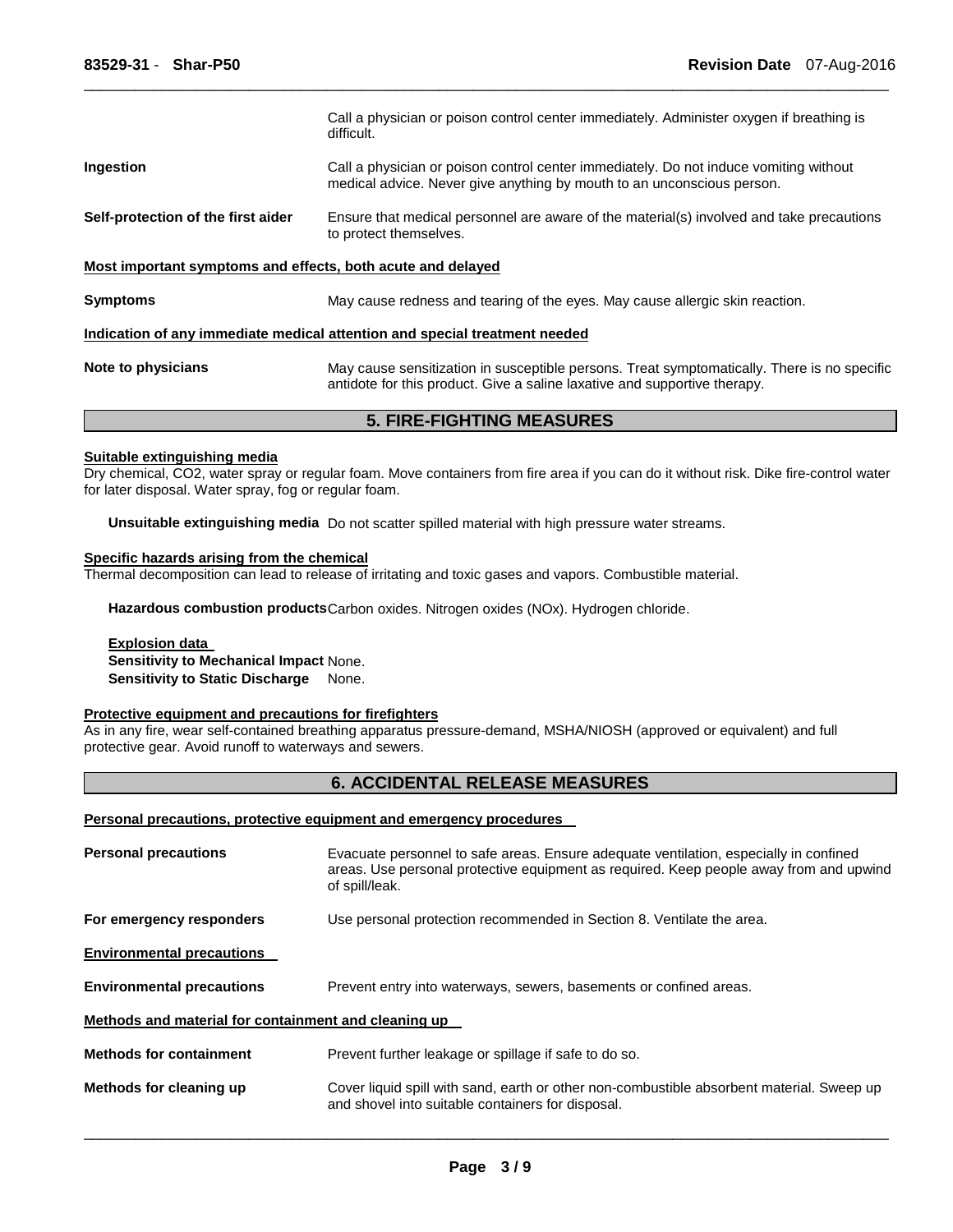|  |  |
|---|---|
|  | Call a physician or poison control center immediately. Administer oxygen if breathing is difficult. |
| **Ingestion** | Call a physician or poison control center immediately. Do not induce vomiting without medical advice. Never give anything by mouth to an unconscious person. |
| **Self-protection of the first aider** | Ensure that medical personnel are aware of the material(s) involved and take precautions to protect themselves. |

**Most important symptoms and effects, both acute and delayed**

**Symptoms** May cause redness and tearing of the eyes. May cause allergic skin reaction.

**Indication of any immediate medical attention and special treatment needed**

**Note to physicians** May cause sensitization in susceptible persons. Treat symptomatically. There is no specific antidote for this product. Give a saline laxative and supportive therapy.

## 5. FIRE-FIGHTING MEASURES

**Suitable extinguishing media**

Dry chemical, $CO_2$, water spray or regular foam. Move containers from fire area if you can do it without risk. Dike fire-control water for later disposal. Water spray, fog or regular foam.

**Unsuitable extinguishing media** Do not scatter spilled material with high pressure water streams.

**Specific hazards arising from the chemical**

Thermal decomposition can lead to release of irritating and toxic gases and vapors. Combustible material.

**Hazardous combustion products** Carbon oxides. Nitrogen oxides (NOx). Hydrogen chloride.

**Explosion data**

**Sensitivity to Mechanical Impact** None.

**Sensitivity to Static Discharge** None.

**Protective equipment and precautions for firefighters**

As in any fire, wear self-contained breathing apparatus pressure-demand, MSHA/NIOSH (approved or equivalent) and full protective gear. Avoid runoff to waterways and sewers.

## 6. ACCIDENTAL RELEASE MEASURES

**Personal precautions, protective equipment and emergency procedures**

| | |
|---|---|
| **Personal precautions** | Evacuate personnel to safe areas. Ensure adequate ventilation, especially in confined areas. Use personal protective equipment as required. Keep people away from and upwind of spill/leak. |
| **For emergency responders** | Use personal protection recommended in Section 8. Ventilate the area. |

**Environmental precautions**

**Environmental precautions** Prevent entry into waterways, sewers, basements or confined areas.

**Methods and material for containment and cleaning up**

| | |
|---|---|
| **Methods for containment** | Prevent further leakage or spillage if safe to do so. |
| **Methods for cleaning up** | Cover liquid spill with sand, earth or other non-combustible absorbent material. Sweep up and shovel into suitable containers for disposal. |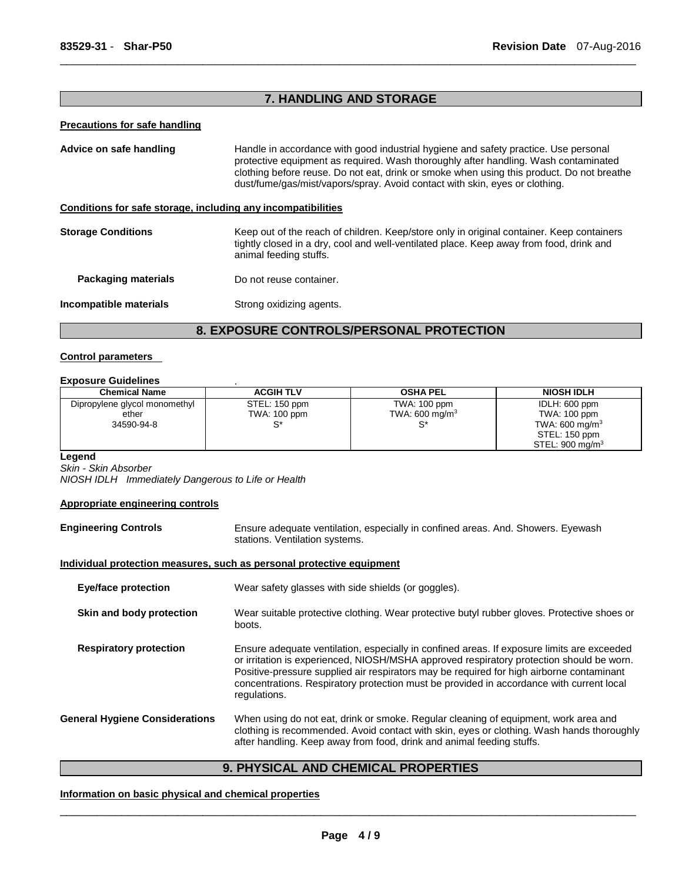## 7. HANDLING AND STORAGE

**Precautions for safe handling**

**Advice on safe handling** Handle in accordance with good industrial hygiene and safety practice. Use personal protective equipment as required. Wash thoroughly after handling. Wash contaminated clothing before reuse. Do not eat, drink or smoke when using this product. Do not breathe dust/fume/gas/mist/vapors/spray. Avoid contact with skin, eyes or clothing.

**Conditions for safe storage, including any incompatibilities**

**Storage Conditions** Keep out of the reach of children. Keep/store only in original container. Keep containers tightly closed in a dry, cool and well-ventilated place. Keep away from food, drink and animal feeding stuffs.

**Packaging materials** Do not reuse container.

**Incompatible materials** Strong oxidizing agents.

## 8. EXPOSURE CONTROLS/PERSONAL PROTECTION

**Control parameters**

**Exposure Guidelines** .

| Chemical Name | ACGIH TLV | OSHA PEL | NIOSH IDLH |
|---|---|---|---|
| Dipropylene glycol monomethyl ether<br>34590-94-8 | STEL: 150 ppm<br>TWA: 100 ppm<br>S* | TWA: 100 ppm<br>TWA: 600 mg/m$^3$<br>S* | IDLH: 600 ppm<br>TWA: 100 ppm<br>TWA: 600 mg/m$^3$<br>STEL: 150 ppm<br>STEL: 900 mg/m$^3$ |

**Legend**
*Skin - Skin Absorber*
*NIOSH IDLH Immediately Dangerous to Life or Health*

**Appropriate engineering controls**

**Engineering Controls** Ensure adequate ventilation, especially in confined areas. And. Showers. Eyewash stations. Ventilation systems.

**Individual protection measures, such as personal protective equipment**

**Eye/face protection** Wear safety glasses with side shields (or goggles).

**Skin and body protection** Wear suitable protective clothing. Wear protective butyl rubber gloves. Protective shoes or boots.

**Respiratory protection** Ensure adequate ventilation, especially in confined areas. If exposure limits are exceeded or irritation is experienced, NIOSH/MSHA approved respiratory protection should be worn. Positive-pressure supplied air respirators may be required for high airborne contaminant concentrations. Respiratory protection must be provided in accordance with current local regulations.

**General Hygiene Considerations** When using do not eat, drink or smoke. Regular cleaning of equipment, work area and clothing is recommended. Avoid contact with skin, eyes or clothing. Wash hands thoroughly after handling. Keep away from food, drink and animal feeding stuffs.

## 9. PHYSICAL AND CHEMICAL PROPERTIES

**Information on basic physical and chemical properties**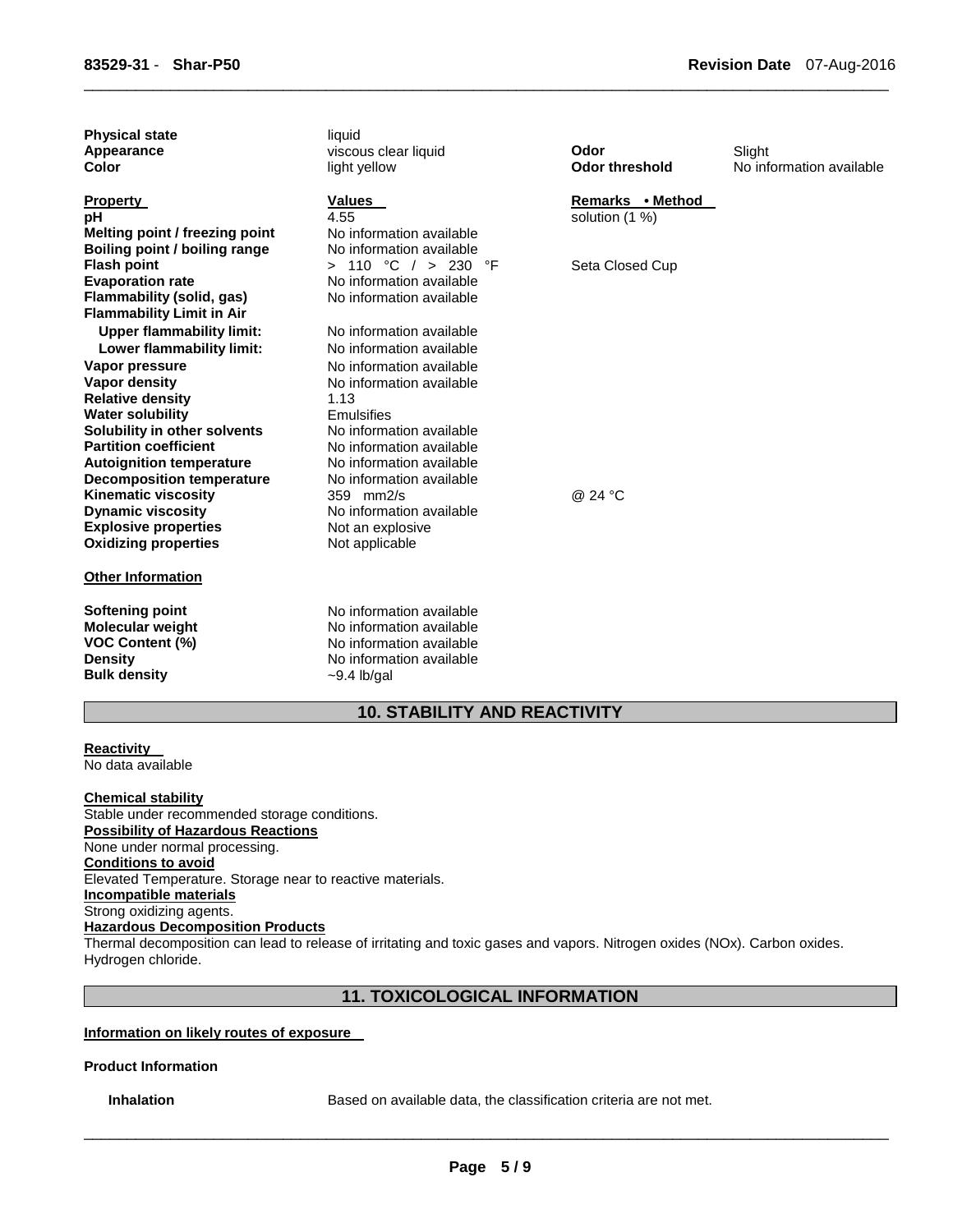| | | | |
|---|---|---|---|
| **Physical state** | liquid | | |
| **Appearance** | viscous clear liquid | **Odor** | Slight |
| **Color** | light yellow | **Odor threshold** | No information available |

| **Property** | **Values** | **Remarks • Method** |
|---|---|---|
| **pH** | 4.55 | solution (1 %) |
| **Melting point / freezing point** | No information available | |
| **Boiling point / boiling range** | No information available | |
| **Flash point** | > 110 °C / > 230 °F | Seta Closed Cup |
| **Evaporation rate** | No information available | |
| **Flammability (solid, gas)** | No information available | |
| **Flammability Limit in Air** | | |
| **Upper flammability limit:** | No information available | |
| **Lower flammability limit:** | No information available | |
| **Vapor pressure** | No information available | |
| **Vapor density** | No information available | |
| **Relative density** | 1.13 | |
| **Water solubility** | Emulsifies | |
| **Solubility in other solvents** | No information available | |
| **Partition coefficient** | No information available | |
| **Autoignition temperature** | No information available | |
| **Decomposition temperature** | No information available | |
| **Kinematic viscosity** | 359 mm2/s | @ 24 °C |
| **Dynamic viscosity** | No information available | |
| **Explosive properties** | Not an explosive | |
| **Oxidizing properties** | Not applicable | |

**Other Information**

| | |
|---|---|
| **Softening point** | No information available |
| **Molecular weight** | No information available |
| **VOC Content (%)** | No information available |
| **Density** | No information available |
| **Bulk density** | ~9.4 lb/gal |

## 10. STABILITY AND REACTIVITY

**Reactivity**
No data available

**Chemical stability**
Stable under recommended storage conditions.

**Possibility of Hazardous Reactions**
None under normal processing.

**Conditions to avoid**
Elevated Temperature. Storage near to reactive materials.

**Incompatible materials**
Strong oxidizing agents.

**Hazardous Decomposition Products**
Thermal decomposition can lead to release of irritating and toxic gases and vapors. Nitrogen oxides (NOx). Carbon oxides. Hydrogen chloride.

## 11. TOXICOLOGICAL INFORMATION

**Information on likely routes of exposure**

**Product Information**

**Inhalation** Based on available data, the classification criteria are not met.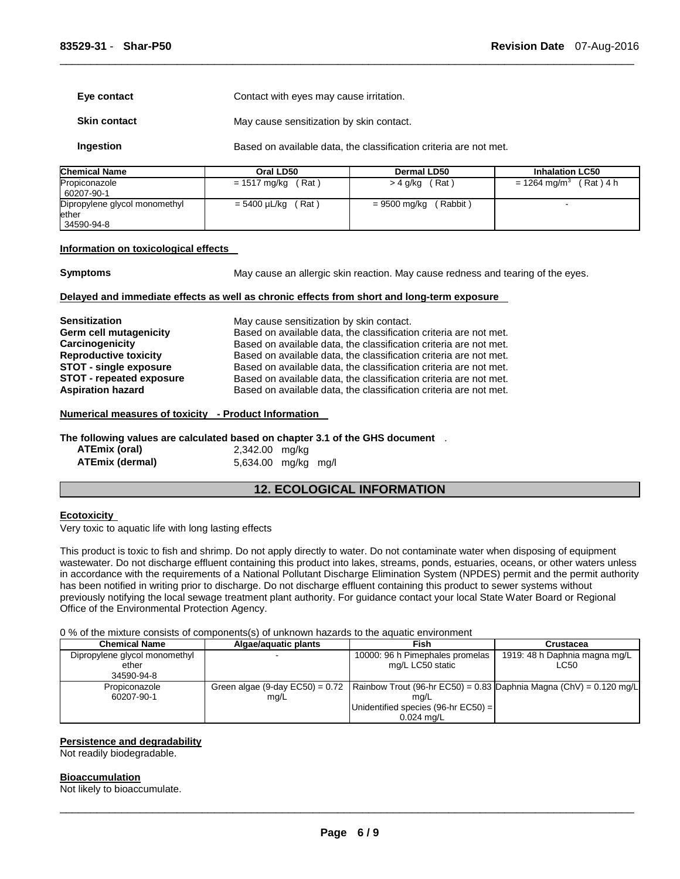**Eye contact** Contact with eyes may cause irritation.

**Skin contact** May cause sensitization by skin contact.

**Ingestion** Based on available data, the classification criteria are not met.

| Chemical Name | Oral LD50 | Dermal LD50 | Inhalation LC50 |
|---|---|---|---|
| Propiconazole 60207-90-1 | = 1517 mg/kg ( Rat ) | > 4 g/kg ( Rat ) | = 1264 mg/m$^3$ ( Rat ) 4 h |
| Dipropylene glycol monomethyl ether 34590-94-8 | = 5400 µL/kg ( Rat ) | = 9500 mg/kg ( Rabbit ) | - |

**Information on toxicological effects**

**Symptoms** May cause an allergic skin reaction. May cause redness and tearing of the eyes.

**Delayed and immediate effects as well as chronic effects from short and long-term exposure**

**Sensitization** May cause sensitization by skin contact.
**Germ cell mutagenicity** Based on available data, the classification criteria are not met.
**Carcinogenicity** Based on available data, the classification criteria are not met.
**Reproductive toxicity** Based on available data, the classification criteria are not met.
**STOT - single exposure** Based on available data, the classification criteria are not met.
**STOT - repeated exposure** Based on available data, the classification criteria are not met.
**Aspiration hazard** Based on available data, the classification criteria are not met.

**Numerical measures of toxicity - Product Information**

**The following values are calculated based on chapter 3.1 of the GHS document** .
**ATEmix (oral)** 2,342.00 mg/kg
**ATEmix (dermal)** 5,634.00 mg/kg mg/l

## 12. ECOLOGICAL INFORMATION

**Ecotoxicity**
Very toxic to aquatic life with long lasting effects

This product is toxic to fish and shrimp. Do not apply directly to water. Do not contaminate water when disposing of equipment wastewater. Do not discharge effluent containing this product into lakes, streams, ponds, estuaries, oceans, or other waters unless in accordance with the requirements of a National Pollutant Discharge Elimination System (NPDES) permit and the permit authority has been notified in writing prior to discharge. Do not discharge effluent containing this product to sewer systems without previously notifying the local sewage treatment plant authority. For guidance contact your local State Water Board or Regional Office of the Environmental Protection Agency.

0 % of the mixture consists of components(s) of unknown hazards to the aquatic environment

| Chemical Name | Algae/aquatic plants | Fish | Crustacea |
|---|---|---|---|
| Dipropylene glycol monomethyl ether 34590-94-8 | - | 10000: 96 h Pimephales promelas mg/L LC50 static | 1919: 48 h Daphnia magna mg/L LC50 |
| Propiconazole 60207-90-1 | Green algae (9-day EC50) = 0.72 mg/L | Rainbow Trout (96-hr EC50) = 0.83 mg/L Unidentified species (96-hr EC50) = 0.024 mg/L | Daphnia Magna (ChV) = 0.120 mg/L |

**Persistence and degradability**
Not readily biodegradable.

**Bioaccumulation**
Not likely to bioaccumulate.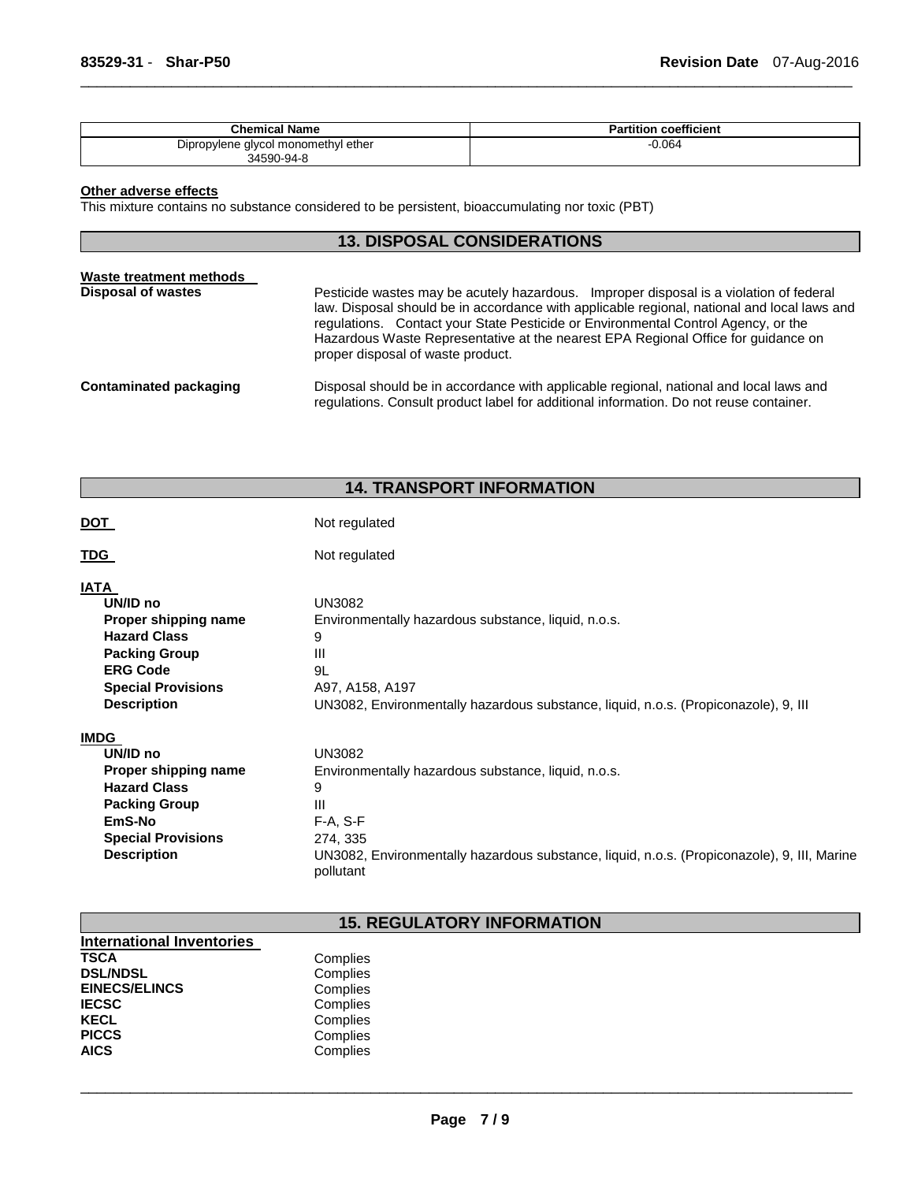| Chemical Name | Partition coefficient |
| --- | --- |
| Dipropylene glycol monomethyl ether 34590-94-8 | -0.064 |

**Other adverse effects**

This mixture contains no substance considered to be persistent, bioaccumulating nor toxic (PBT)

## 13. DISPOSAL CONSIDERATIONS

**Waste treatment methods**

**Disposal of wastes** Pesticide wastes may be acutely hazardous. Improper disposal is a violation of federal law. Disposal should be in accordance with applicable regional, national and local laws and regulations. Contact your State Pesticide or Environmental Control Agency, or the Hazardous Waste Representative at the nearest EPA Regional Office for guidance on proper disposal of waste product.

**Contaminated packaging** Disposal should be in accordance with applicable regional, national and local laws and regulations. Consult product label for additional information. Do not reuse container.

## 14. TRANSPORT INFORMATION

**DOT** Not regulated

**TDG** Not regulated

**IATA**

| | |
| --- | --- |
| **UN/ID no** | UN3082 |
| **Proper shipping name** | Environmentally hazardous substance, liquid, n.o.s. |
| **Hazard Class** | 9 |
| **Packing Group** | III |
| **ERG Code** | 9L |
| **Special Provisions** | A97, A158, A197 |
| **Description** | UN3082, Environmentally hazardous substance, liquid, n.o.s. (Propiconazole), 9, III |

**IMDG**

| | |
| --- | --- |
| **UN/ID no** | UN3082 |
| **Proper shipping name** | Environmentally hazardous substance, liquid, n.o.s. |
| **Hazard Class** | 9 |
| **Packing Group** | III |
| **EmS-No** | F-A, S-F |
| **Special Provisions** | 274, 335 |
| **Description** | UN3082, Environmentally hazardous substance, liquid, n.o.s. (Propiconazole), 9, III, Marine pollutant |

## 15. REGULATORY INFORMATION

**International Inventories**

| | |
| --- | --- |
| **TSCA** | Complies |
| **DSL/NDSL** | Complies |
| **EINECS/ELINCS** | Complies |
| **IECSC** | Complies |
| **KECL** | Complies |
| **PICCS** | Complies |
| **AICS** | Complies |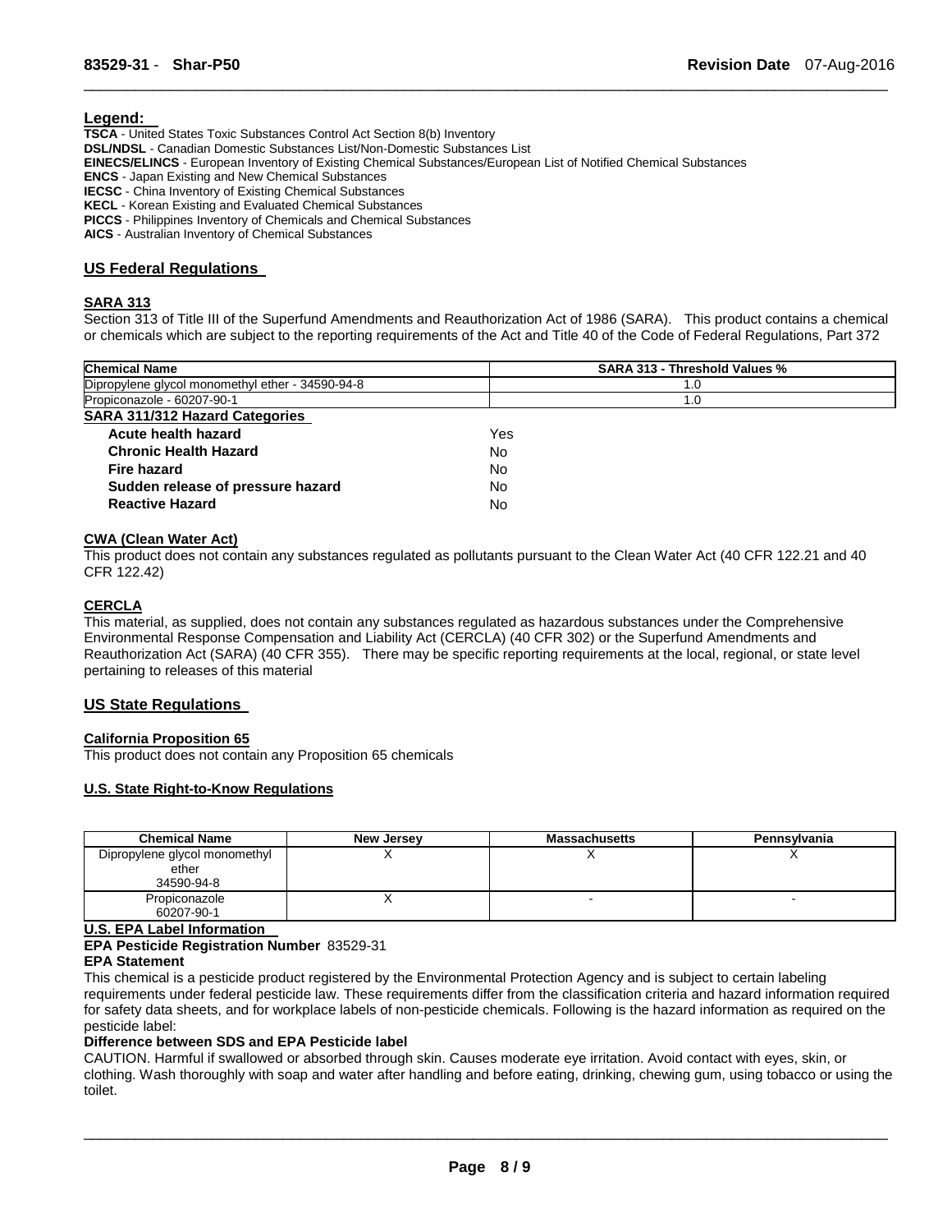## Legend:

**TSCA** - United States Toxic Substances Control Act Section 8(b) Inventory
**DSL/NDSL** - Canadian Domestic Substances List/Non-Domestic Substances List
**EINECS/ELINCS** - European Inventory of Existing Chemical Substances/European List of Notified Chemical Substances
**ENCS** - Japan Existing and New Chemical Substances
**IECSC** - China Inventory of Existing Chemical Substances
**KECL** - Korean Existing and Evaluated Chemical Substances
**PICCS** - Philippines Inventory of Chemicals and Chemical Substances
**AICS** - Australian Inventory of Chemical Substances

## US Federal Regulations

### SARA 313

Section 313 of Title III of the Superfund Amendments and Reauthorization Act of 1986 (SARA). This product contains a chemical or chemicals which are subject to the reporting requirements of the Act and Title 40 of the Code of Federal Regulations, Part 372

| Chemical Name | SARA 313 - Threshold Values % |
|---|---|
| Dipropylene glycol monomethyl ether - 34590-94-8 | 1.0 |
| Propiconazole - 60207-90-1 | 1.0 |

### SARA 311/312 Hazard Categories

| | |
|---|---|
| **Acute health hazard** | Yes |
| **Chronic Health Hazard** | No |
| **Fire hazard** | No |
| **Sudden release of pressure hazard** | No |
| **Reactive Hazard** | No |

### CWA (Clean Water Act)

This product does not contain any substances regulated as pollutants pursuant to the Clean Water Act (40 CFR 122.21 and 40 CFR 122.42)

### CERCLA

This material, as supplied, does not contain any substances regulated as hazardous substances under the Comprehensive Environmental Response Compensation and Liability Act (CERCLA) (40 CFR 302) or the Superfund Amendments and Reauthorization Act (SARA) (40 CFR 355). There may be specific reporting requirements at the local, regional, or state level pertaining to releases of this material

## US State Regulations

### California Proposition 65

This product does not contain any Proposition 65 chemicals

### U.S. State Right-to-Know Regulations

| Chemical Name | New Jersey | Massachusetts | Pennsylvania |
|---|---|---|---|
| Dipropylene glycol monomethyl ether 34590-94-8 | X | X | X |
| Propiconazole 60207-90-1 | X | - | - |

### U.S. EPA Label Information

**EPA Pesticide Registration Number** 83529-31

**EPA Statement**

This chemical is a pesticide product registered by the Environmental Protection Agency and is subject to certain labeling requirements under federal pesticide law. These requirements differ from the classification criteria and hazard information required for safety data sheets, and for workplace labels of non-pesticide chemicals. Following is the hazard information as required on the pesticide label:

**Difference between SDS and EPA Pesticide label**

CAUTION. Harmful if swallowed or absorbed through skin. Causes moderate eye irritation. Avoid contact with eyes, skin, or clothing. Wash thoroughly with soap and water after handling and before eating, drinking, chewing gum, using tobacco or using the toilet.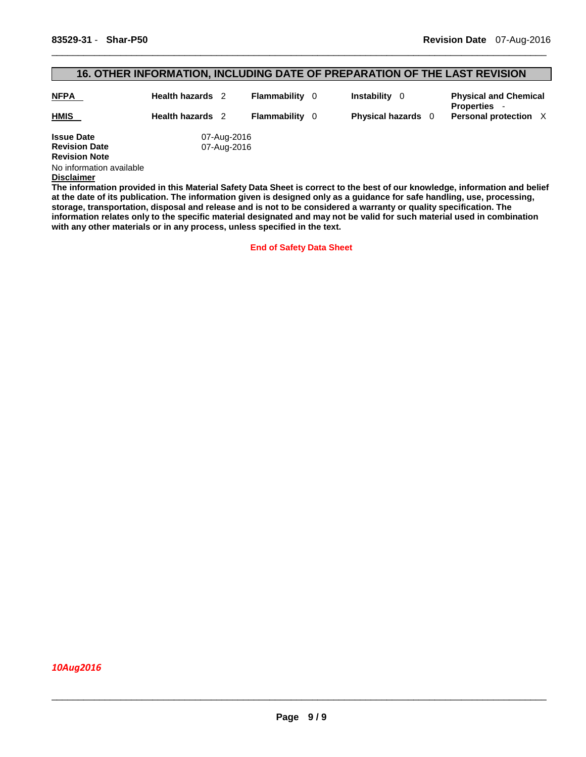## 16. OTHER INFORMATION, INCLUDING DATE OF PREPARATION OF THE LAST REVISION

| | | | | |
|---|---|---|---|---|
| **NFPA** | **Health hazards** 2 | **Flammability** 0 | **Instability** 0 | **Physical and Chemical Properties** - |
| **HMIS** | **Health hazards** 2 | **Flammability** 0 | **Physical hazards** 0 | **Personal protection** X |

**Issue Date** 07-Aug-2016
**Revision Date** 07-Aug-2016
**Revision Note**
No information available

**Disclaimer**

**The information provided in this Material Safety Data Sheet is correct to the best of our knowledge, information and belief at the date of its publication. The information given is designed only as a guidance for safe handling, use, processing, storage, transportation, disposal and release and is not to be considered a warranty or quality specification. The information relates only to the specific material designated and may not be valid for such material used in combination with any other materials or in any process, unless specified in the text.**

**End of Safety Data Sheet**

*10Aug2016*